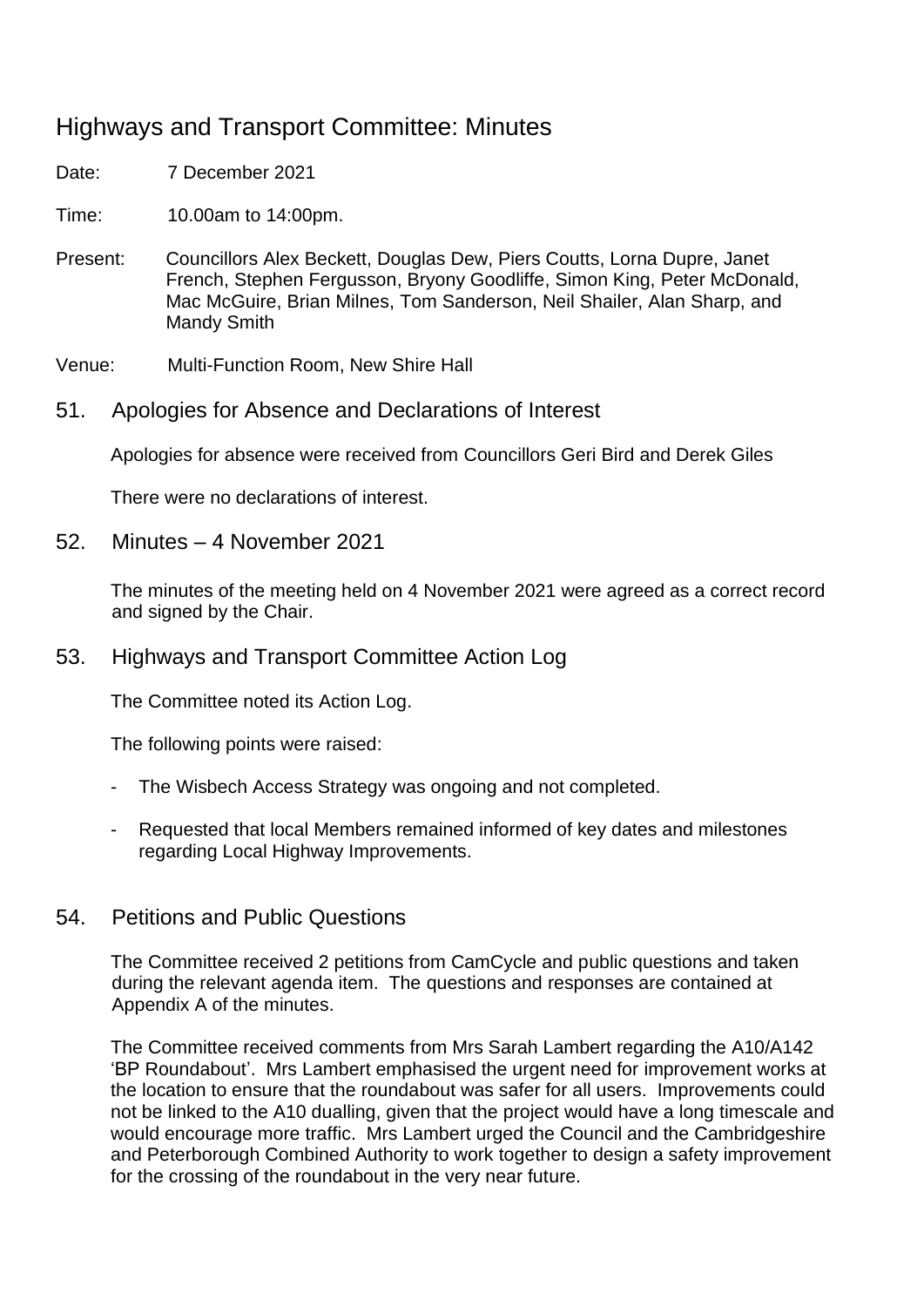# Highways and Transport Committee: Minutes

Date: 7 December 2021

Time: 10.00am to 14:00pm.

Present: Councillors Alex Beckett, Douglas Dew, Piers Coutts, Lorna Dupre, Janet French, Stephen Fergusson, Bryony Goodliffe, Simon King, Peter McDonald, Mac McGuire, Brian Milnes, Tom Sanderson, Neil Shailer, Alan Sharp, and Mandy Smith

Venue: Multi-Function Room, New Shire Hall

## 51. Apologies for Absence and Declarations of Interest

Apologies for absence were received from Councillors Geri Bird and Derek Giles

There were no declarations of interest.

## 52. Minutes – 4 November 2021

The minutes of the meeting held on 4 November 2021 were agreed as a correct record and signed by the Chair.

## 53. Highways and Transport Committee Action Log

The Committee noted its Action Log.

The following points were raised:

- The Wisbech Access Strategy was ongoing and not completed.
- Requested that local Members remained informed of key dates and milestones regarding Local Highway Improvements.

## 54. Petitions and Public Questions

The Committee received 2 petitions from CamCycle and public questions and taken during the relevant agenda item. The questions and responses are contained at Appendix A of the minutes.

The Committee received comments from Mrs Sarah Lambert regarding the A10/A142 'BP Roundabout'. Mrs Lambert emphasised the urgent need for improvement works at the location to ensure that the roundabout was safer for all users. Improvements could not be linked to the A10 dualling, given that the project would have a long timescale and would encourage more traffic. Mrs Lambert urged the Council and the Cambridgeshire and Peterborough Combined Authority to work together to design a safety improvement for the crossing of the roundabout in the very near future.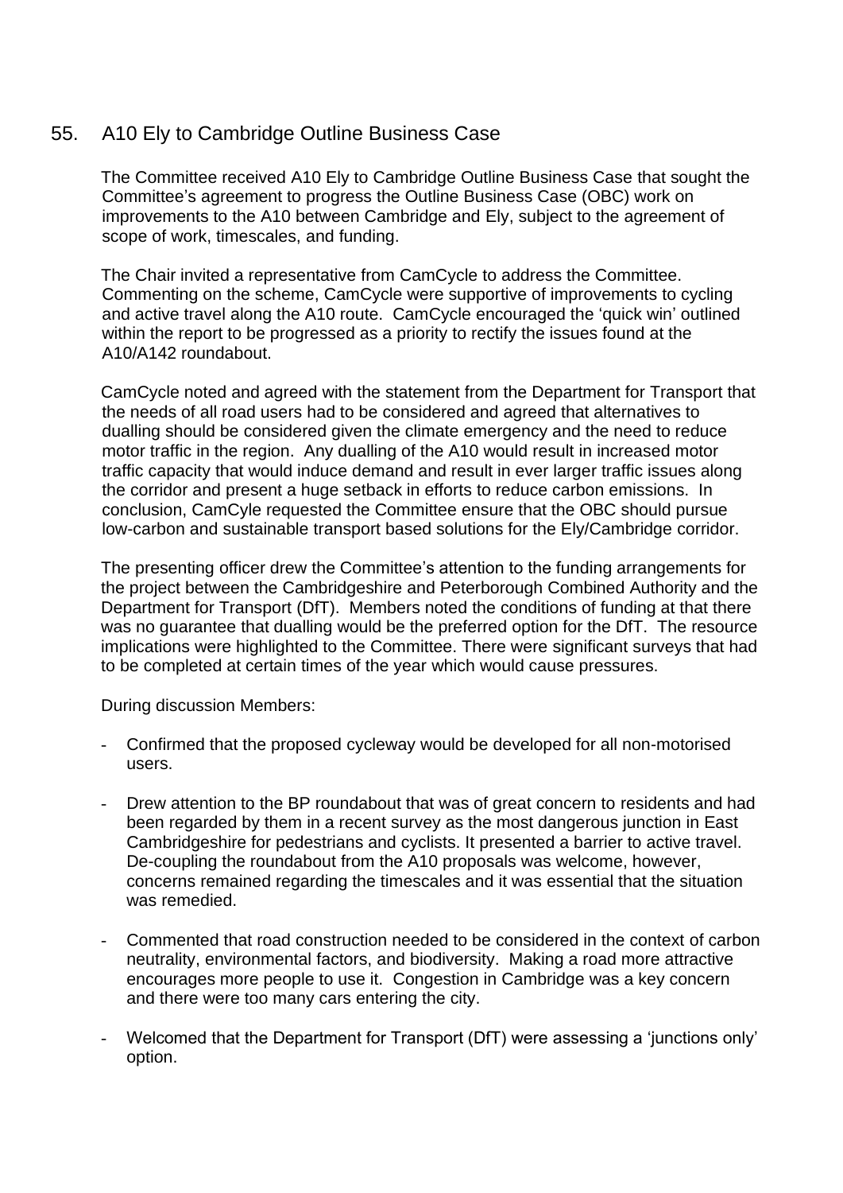## 55. A10 Ely to Cambridge Outline Business Case

The Committee received A10 Ely to Cambridge Outline Business Case that sought the Committee's agreement to progress the Outline Business Case (OBC) work on improvements to the A10 between Cambridge and Ely, subject to the agreement of scope of work, timescales, and funding.

The Chair invited a representative from CamCycle to address the Committee. Commenting on the scheme, CamCycle were supportive of improvements to cycling and active travel along the A10 route. CamCycle encouraged the 'quick win' outlined within the report to be progressed as a priority to rectify the issues found at the A10/A142 roundabout.

CamCycle noted and agreed with the statement from the Department for Transport that the needs of all road users had to be considered and agreed that alternatives to dualling should be considered given the climate emergency and the need to reduce motor traffic in the region. Any dualling of the A10 would result in increased motor traffic capacity that would induce demand and result in ever larger traffic issues along the corridor and present a huge setback in efforts to reduce carbon emissions. In conclusion, CamCyle requested the Committee ensure that the OBC should pursue low-carbon and sustainable transport based solutions for the Ely/Cambridge corridor.

The presenting officer drew the Committee's attention to the funding arrangements for the project between the Cambridgeshire and Peterborough Combined Authority and the Department for Transport (DfT). Members noted the conditions of funding at that there was no guarantee that dualling would be the preferred option for the DfT. The resource implications were highlighted to the Committee. There were significant surveys that had to be completed at certain times of the year which would cause pressures.

During discussion Members:

- Confirmed that the proposed cycleway would be developed for all non-motorised users.

- Drew attention to the BP roundabout that was of great concern to residents and had been regarded by them in a recent survey as the most dangerous junction in East Cambridgeshire for pedestrians and cyclists. It presented a barrier to active travel. De-coupling the roundabout from the A10 proposals was welcome, however, concerns remained regarding the timescales and it was essential that the situation was remedied.

- Commented that road construction needed to be considered in the context of carbon neutrality, environmental factors, and biodiversity. Making a road more attractive encourages more people to use it. Congestion in Cambridge was a key concern and there were too many cars entering the city.

- Welcomed that the Department for Transport (DfT) were assessing a 'junctions only' option.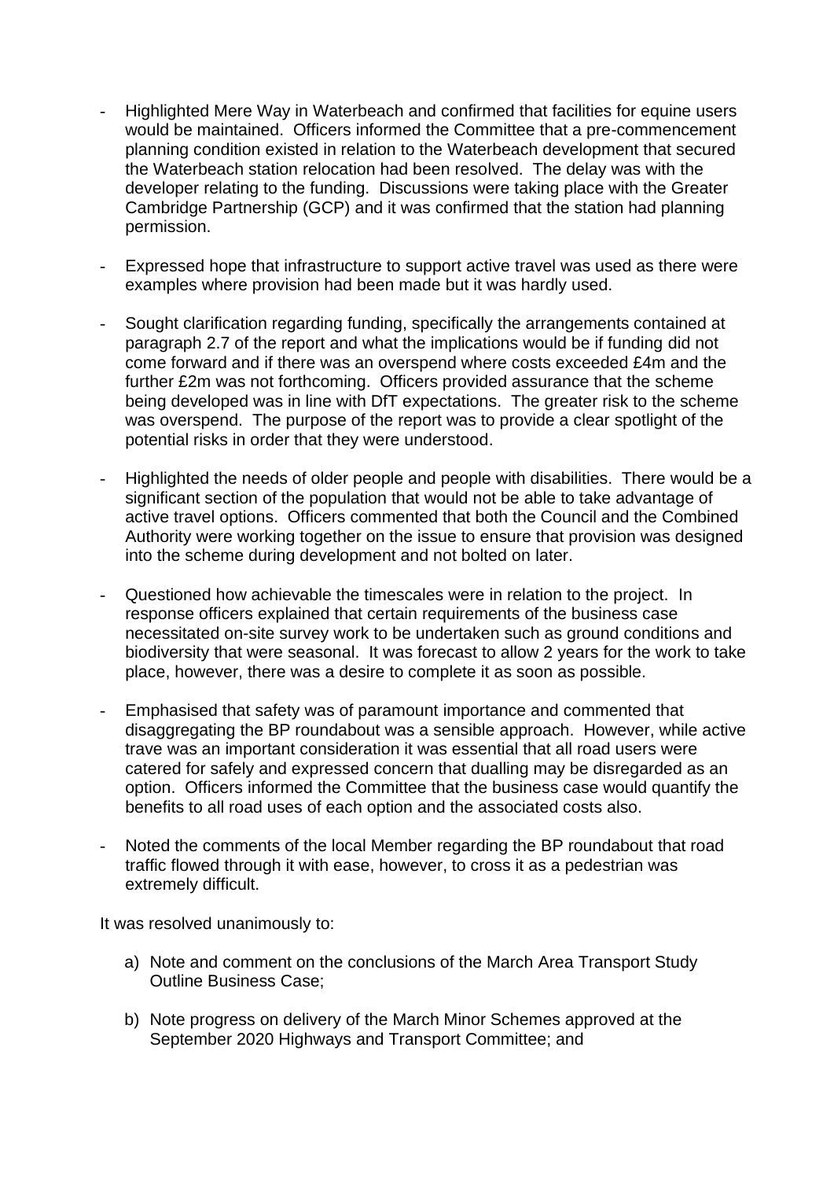- Highlighted Mere Way in Waterbeach and confirmed that facilities for equine users would be maintained. Officers informed the Committee that a pre-commencement planning condition existed in relation to the Waterbeach development that secured the Waterbeach station relocation had been resolved. The delay was with the developer relating to the funding. Discussions were taking place with the Greater Cambridge Partnership (GCP) and it was confirmed that the station had planning permission.

- Expressed hope that infrastructure to support active travel was used as there were examples where provision had been made but it was hardly used.

- Sought clarification regarding funding, specifically the arrangements contained at paragraph 2.7 of the report and what the implications would be if funding did not come forward and if there was an overspend where costs exceeded £4m and the further £2m was not forthcoming. Officers provided assurance that the scheme being developed was in line with DfT expectations. The greater risk to the scheme was overspend. The purpose of the report was to provide a clear spotlight of the potential risks in order that they were understood.

- Highlighted the needs of older people and people with disabilities. There would be a significant section of the population that would not be able to take advantage of active travel options. Officers commented that both the Council and the Combined Authority were working together on the issue to ensure that provision was designed into the scheme during development and not bolted on later.

- Questioned how achievable the timescales were in relation to the project. In response officers explained that certain requirements of the business case necessitated on-site survey work to be undertaken such as ground conditions and biodiversity that were seasonal. It was forecast to allow 2 years for the work to take place, however, there was a desire to complete it as soon as possible.

- Emphasised that safety was of paramount importance and commented that disaggregating the BP roundabout was a sensible approach. However, while active trave was an important consideration it was essential that all road users were catered for safely and expressed concern that dualling may be disregarded as an option. Officers informed the Committee that the business case would quantify the benefits to all road uses of each option and the associated costs also.

- Noted the comments of the local Member regarding the BP roundabout that road traffic flowed through it with ease, however, to cross it as a pedestrian was extremely difficult.

It was resolved unanimously to:

a) Note and comment on the conclusions of the March Area Transport Study Outline Business Case;

b) Note progress on delivery of the March Minor Schemes approved at the September 2020 Highways and Transport Committee; and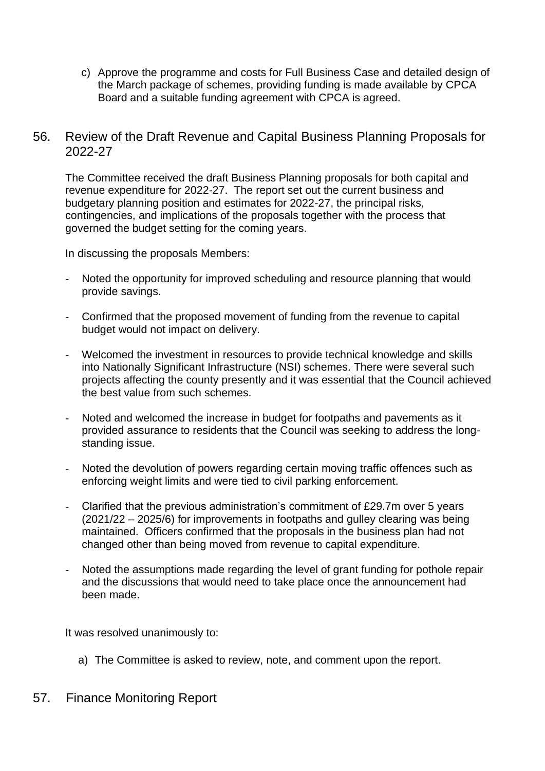c) Approve the programme and costs for Full Business Case and detailed design of the March package of schemes, providing funding is made available by CPCA Board and a suitable funding agreement with CPCA is agreed.

## 56. Review of the Draft Revenue and Capital Business Planning Proposals for 2022-27

The Committee received the draft Business Planning proposals for both capital and revenue expenditure for 2022-27. The report set out the current business and budgetary planning position and estimates for 2022-27, the principal risks, contingencies, and implications of the proposals together with the process that governed the budget setting for the coming years.

In discussing the proposals Members:

- Noted the opportunity for improved scheduling and resource planning that would provide savings.

- Confirmed that the proposed movement of funding from the revenue to capital budget would not impact on delivery.

- Welcomed the investment in resources to provide technical knowledge and skills into Nationally Significant Infrastructure (NSI) schemes. There were several such projects affecting the county presently and it was essential that the Council achieved the best value from such schemes.

- Noted and welcomed the increase in budget for footpaths and pavements as it provided assurance to residents that the Council was seeking to address the long-standing issue.

- Noted the devolution of powers regarding certain moving traffic offences such as enforcing weight limits and were tied to civil parking enforcement.

- Clarified that the previous administration's commitment of £29.7m over 5 years (2021/22 – 2025/6) for improvements in footpaths and gulley clearing was being maintained. Officers confirmed that the proposals in the business plan had not changed other than being moved from revenue to capital expenditure.

- Noted the assumptions made regarding the level of grant funding for pothole repair and the discussions that would need to take place once the announcement had been made.

It was resolved unanimously to:

a) The Committee is asked to review, note, and comment upon the report.

## 57. Finance Monitoring Report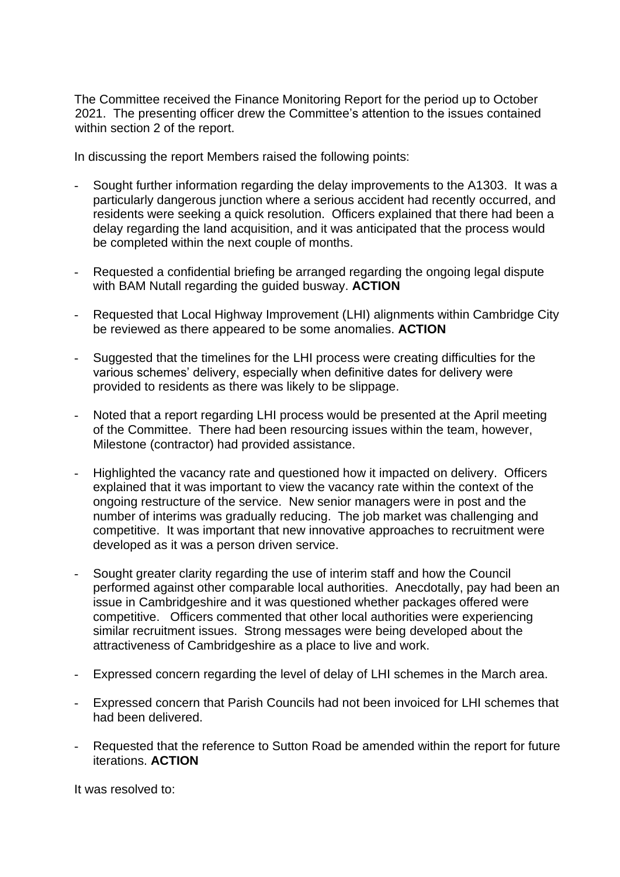The Committee received the Finance Monitoring Report for the period up to October 2021. The presenting officer drew the Committee's attention to the issues contained within section 2 of the report.

In discussing the report Members raised the following points:

- Sought further information regarding the delay improvements to the A1303. It was a particularly dangerous junction where a serious accident had recently occurred, and residents were seeking a quick resolution. Officers explained that there had been a delay regarding the land acquisition, and it was anticipated that the process would be completed within the next couple of months.

- Requested a confidential briefing be arranged regarding the ongoing legal dispute with BAM Nutall regarding the guided busway. **ACTION**

- Requested that Local Highway Improvement (LHI) alignments within Cambridge City be reviewed as there appeared to be some anomalies. **ACTION**

- Suggested that the timelines for the LHI process were creating difficulties for the various schemes' delivery, especially when definitive dates for delivery were provided to residents as there was likely to be slippage.

- Noted that a report regarding LHI process would be presented at the April meeting of the Committee. There had been resourcing issues within the team, however, Milestone (contractor) had provided assistance.

- Highlighted the vacancy rate and questioned how it impacted on delivery. Officers explained that it was important to view the vacancy rate within the context of the ongoing restructure of the service. New senior managers were in post and the number of interims was gradually reducing. The job market was challenging and competitive. It was important that new innovative approaches to recruitment were developed as it was a person driven service.

- Sought greater clarity regarding the use of interim staff and how the Council performed against other comparable local authorities. Anecdotally, pay had been an issue in Cambridgeshire and it was questioned whether packages offered were competitive. Officers commented that other local authorities were experiencing similar recruitment issues. Strong messages were being developed about the attractiveness of Cambridgeshire as a place to live and work.

- Expressed concern regarding the level of delay of LHI schemes in the March area.

- Expressed concern that Parish Councils had not been invoiced for LHI schemes that had been delivered.

- Requested that the reference to Sutton Road be amended within the report for future iterations. **ACTION**

It was resolved to: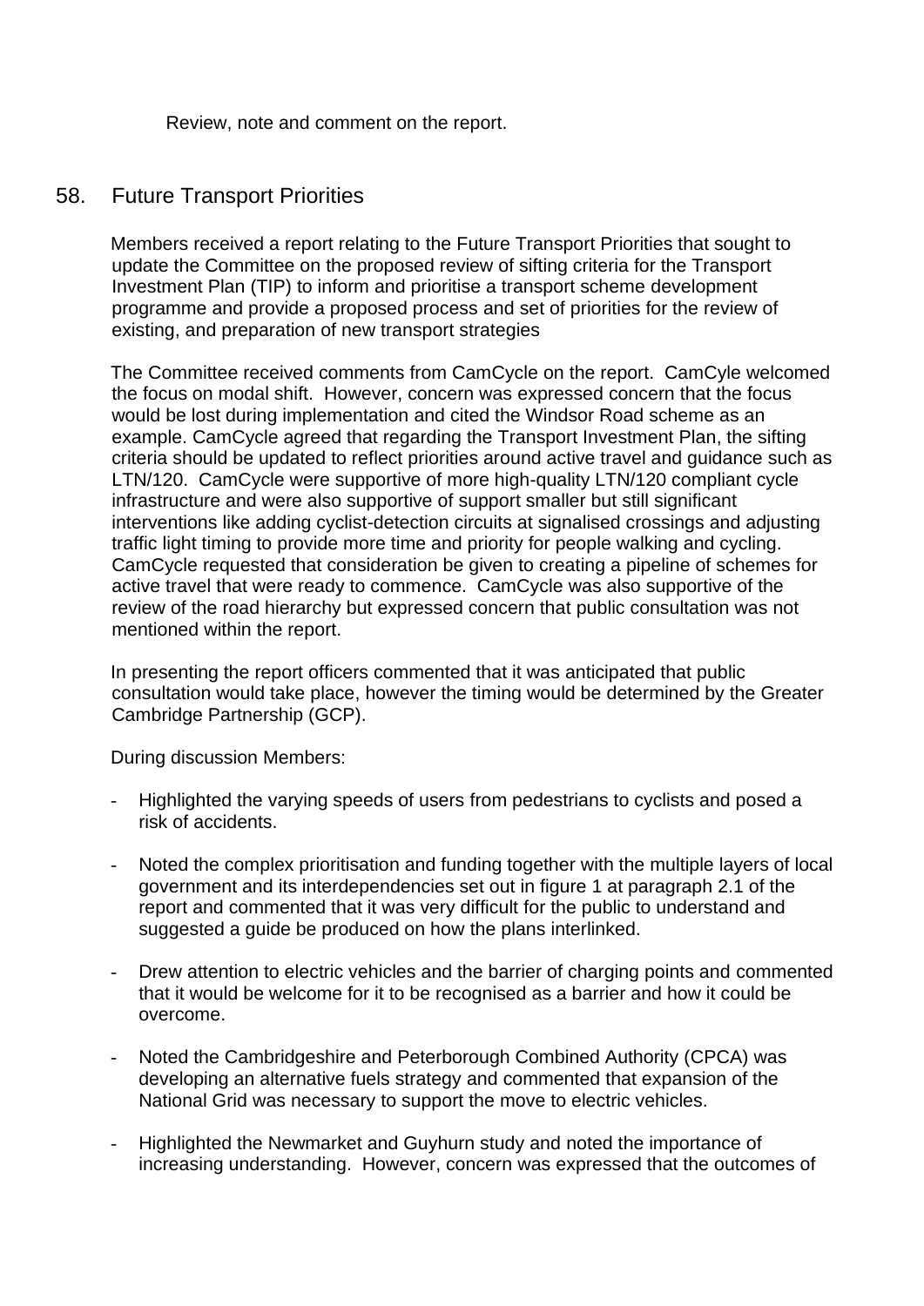Review, note and comment on the report.

## 58. Future Transport Priorities

Members received a report relating to the Future Transport Priorities that sought to update the Committee on the proposed review of sifting criteria for the Transport Investment Plan (TIP) to inform and prioritise a transport scheme development programme and provide a proposed process and set of priorities for the review of existing, and preparation of new transport strategies

The Committee received comments from CamCycle on the report. CamCyle welcomed the focus on modal shift. However, concern was expressed concern that the focus would be lost during implementation and cited the Windsor Road scheme as an example. CamCycle agreed that regarding the Transport Investment Plan, the sifting criteria should be updated to reflect priorities around active travel and guidance such as LTN/120. CamCycle were supportive of more high-quality LTN/120 compliant cycle infrastructure and were also supportive of support smaller but still significant interventions like adding cyclist-detection circuits at signalised crossings and adjusting traffic light timing to provide more time and priority for people walking and cycling. CamCycle requested that consideration be given to creating a pipeline of schemes for active travel that were ready to commence. CamCycle was also supportive of the review of the road hierarchy but expressed concern that public consultation was not mentioned within the report.

In presenting the report officers commented that it was anticipated that public consultation would take place, however the timing would be determined by the Greater Cambridge Partnership (GCP).

During discussion Members:

- Highlighted the varying speeds of users from pedestrians to cyclists and posed a risk of accidents.

- Noted the complex prioritisation and funding together with the multiple layers of local government and its interdependencies set out in figure 1 at paragraph 2.1 of the report and commented that it was very difficult for the public to understand and suggested a guide be produced on how the plans interlinked.

- Drew attention to electric vehicles and the barrier of charging points and commented that it would be welcome for it to be recognised as a barrier and how it could be overcome.

- Noted the Cambridgeshire and Peterborough Combined Authority (CPCA) was developing an alternative fuels strategy and commented that expansion of the National Grid was necessary to support the move to electric vehicles.

- Highlighted the Newmarket and Guyhurn study and noted the importance of increasing understanding. However, concern was expressed that the outcomes of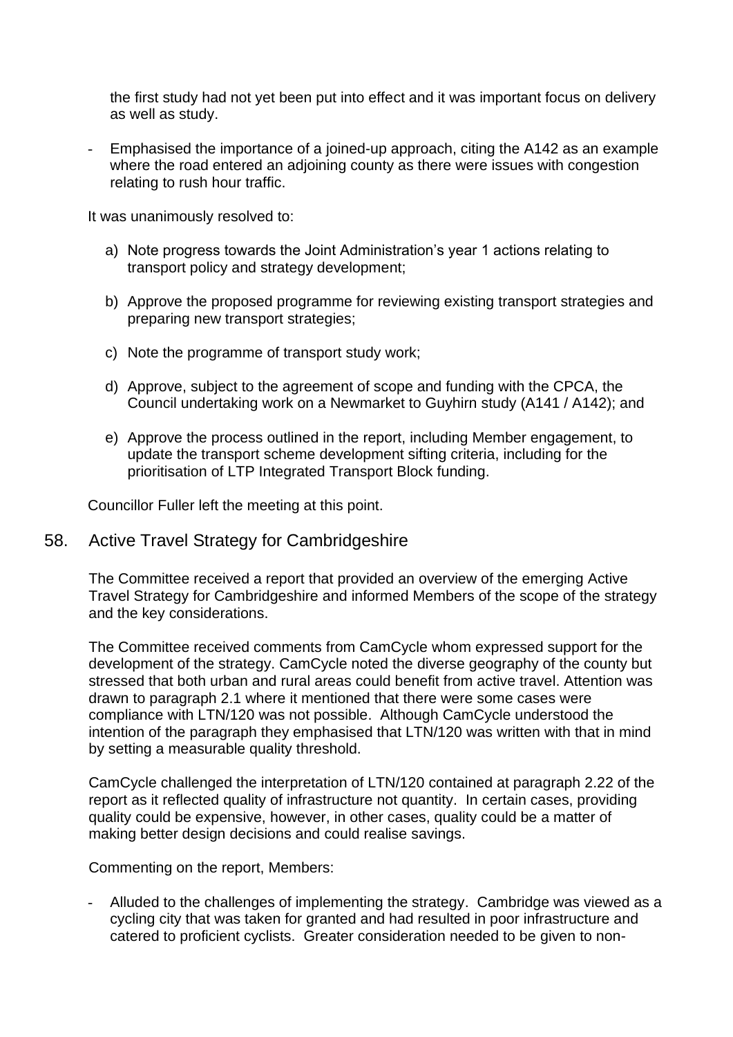the first study had not yet been put into effect and it was important focus on delivery as well as study.

- Emphasised the importance of a joined-up approach, citing the A142 as an example where the road entered an adjoining county as there were issues with congestion relating to rush hour traffic.

It was unanimously resolved to:

a) Note progress towards the Joint Administration's year 1 actions relating to transport policy and strategy development;

b) Approve the proposed programme for reviewing existing transport strategies and preparing new transport strategies;

c) Note the programme of transport study work;

d) Approve, subject to the agreement of scope and funding with the CPCA, the Council undertaking work on a Newmarket to Guyhirn study (A141 / A142); and

e) Approve the process outlined in the report, including Member engagement, to update the transport scheme development sifting criteria, including for the prioritisation of LTP Integrated Transport Block funding.

Councillor Fuller left the meeting at this point.

## 58. Active Travel Strategy for Cambridgeshire

The Committee received a report that provided an overview of the emerging Active Travel Strategy for Cambridgeshire and informed Members of the scope of the strategy and the key considerations.

The Committee received comments from CamCycle whom expressed support for the development of the strategy. CamCycle noted the diverse geography of the county but stressed that both urban and rural areas could benefit from active travel. Attention was drawn to paragraph 2.1 where it mentioned that there were some cases were compliance with LTN/120 was not possible. Although CamCycle understood the intention of the paragraph they emphasised that LTN/120 was written with that in mind by setting a measurable quality threshold.

CamCycle challenged the interpretation of LTN/120 contained at paragraph 2.22 of the report as it reflected quality of infrastructure not quantity. In certain cases, providing quality could be expensive, however, in other cases, quality could be a matter of making better design decisions and could realise savings.

Commenting on the report, Members:

- Alluded to the challenges of implementing the strategy. Cambridge was viewed as a cycling city that was taken for granted and had resulted in poor infrastructure and catered to proficient cyclists. Greater consideration needed to be given to non-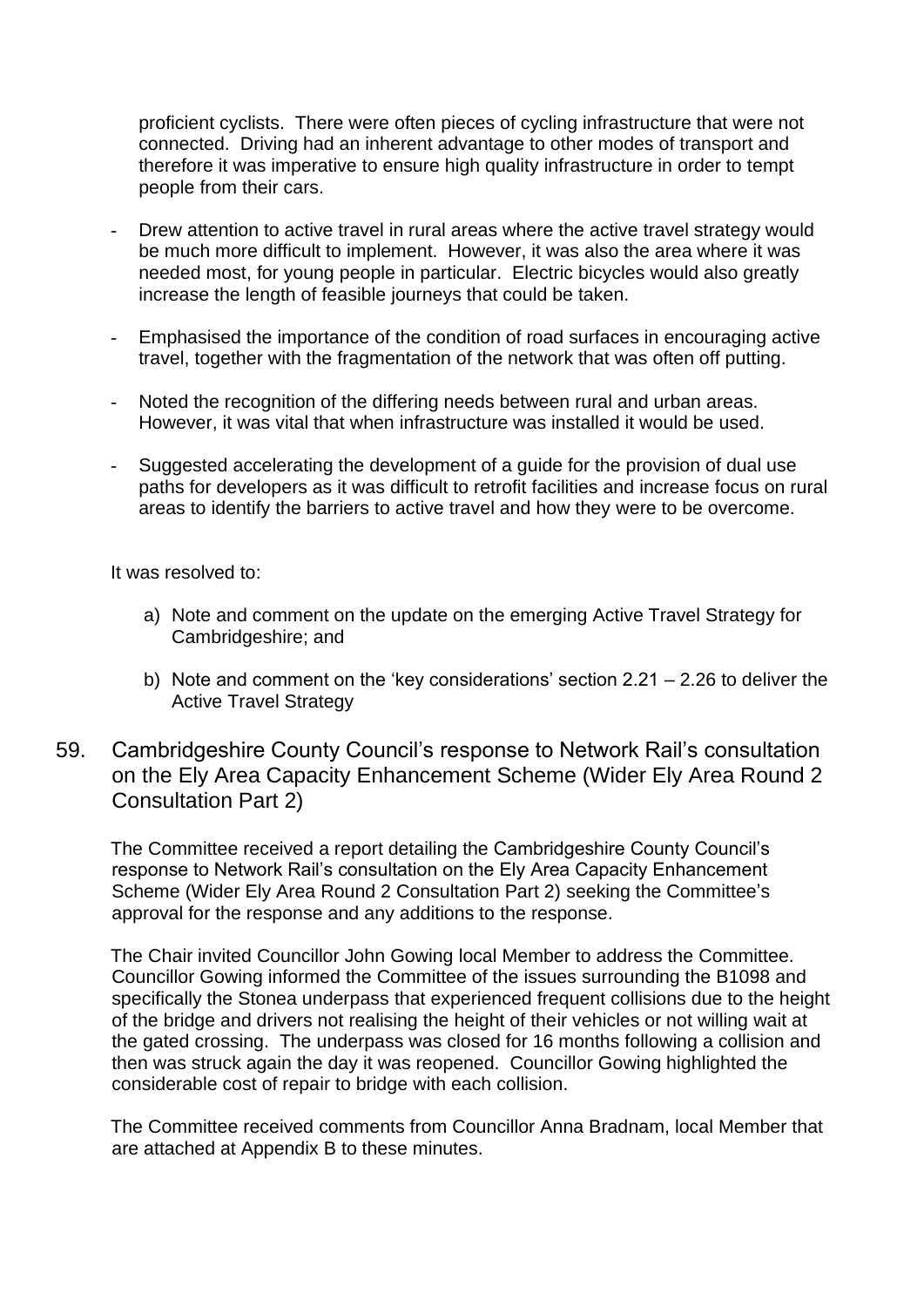proficient cyclists. There were often pieces of cycling infrastructure that were not connected. Driving had an inherent advantage to other modes of transport and therefore it was imperative to ensure high quality infrastructure in order to tempt people from their cars.

- Drew attention to active travel in rural areas where the active travel strategy would be much more difficult to implement. However, it was also the area where it was needed most, for young people in particular. Electric bicycles would also greatly increase the length of feasible journeys that could be taken.

- Emphasised the importance of the condition of road surfaces in encouraging active travel, together with the fragmentation of the network that was often off putting.

- Noted the recognition of the differing needs between rural and urban areas. However, it was vital that when infrastructure was installed it would be used.

- Suggested accelerating the development of a guide for the provision of dual use paths for developers as it was difficult to retrofit facilities and increase focus on rural areas to identify the barriers to active travel and how they were to be overcome.

It was resolved to:

a) Note and comment on the update on the emerging Active Travel Strategy for Cambridgeshire; and

b) Note and comment on the 'key considerations' section 2.21 – 2.26 to deliver the Active Travel Strategy

## 59. Cambridgeshire County Council's response to Network Rail's consultation on the Ely Area Capacity Enhancement Scheme (Wider Ely Area Round 2 Consultation Part 2)

The Committee received a report detailing the Cambridgeshire County Council's response to Network Rail's consultation on the Ely Area Capacity Enhancement Scheme (Wider Ely Area Round 2 Consultation Part 2) seeking the Committee's approval for the response and any additions to the response.

The Chair invited Councillor John Gowing local Member to address the Committee. Councillor Gowing informed the Committee of the issues surrounding the B1098 and specifically the Stonea underpass that experienced frequent collisions due to the height of the bridge and drivers not realising the height of their vehicles or not willing wait at the gated crossing. The underpass was closed for 16 months following a collision and then was struck again the day it was reopened. Councillor Gowing highlighted the considerable cost of repair to bridge with each collision.

The Committee received comments from Councillor Anna Bradnam, local Member that are attached at Appendix B to these minutes.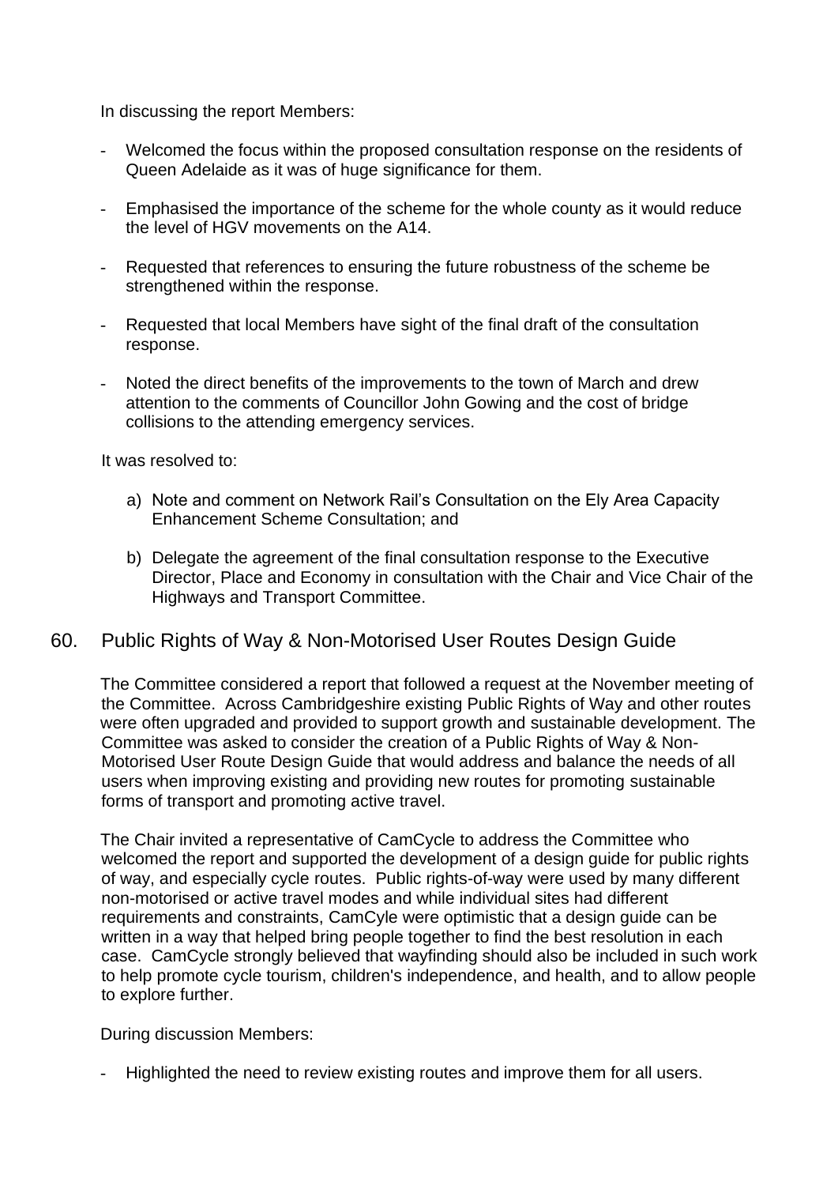In discussing the report Members:

- Welcomed the focus within the proposed consultation response on the residents of Queen Adelaide as it was of huge significance for them.

- Emphasised the importance of the scheme for the whole county as it would reduce the level of HGV movements on the A14.

- Requested that references to ensuring the future robustness of the scheme be strengthened within the response.

- Requested that local Members have sight of the final draft of the consultation response.

- Noted the direct benefits of the improvements to the town of March and drew attention to the comments of Councillor John Gowing and the cost of bridge collisions to the attending emergency services.

It was resolved to:

a) Note and comment on Network Rail's Consultation on the Ely Area Capacity Enhancement Scheme Consultation; and

b) Delegate the agreement of the final consultation response to the Executive Director, Place and Economy in consultation with the Chair and Vice Chair of the Highways and Transport Committee.

## 60. Public Rights of Way & Non-Motorised User Routes Design Guide

The Committee considered a report that followed a request at the November meeting of the Committee. Across Cambridgeshire existing Public Rights of Way and other routes were often upgraded and provided to support growth and sustainable development. The Committee was asked to consider the creation of a Public Rights of Way & Non-Motorised User Route Design Guide that would address and balance the needs of all users when improving existing and providing new routes for promoting sustainable forms of transport and promoting active travel.

The Chair invited a representative of CamCycle to address the Committee who welcomed the report and supported the development of a design guide for public rights of way, and especially cycle routes. Public rights-of-way were used by many different non-motorised or active travel modes and while individual sites had different requirements and constraints, CamCyle were optimistic that a design guide can be written in a way that helped bring people together to find the best resolution in each case. CamCycle strongly believed that wayfinding should also be included in such work to help promote cycle tourism, children's independence, and health, and to allow people to explore further.

During discussion Members:

- Highlighted the need to review existing routes and improve them for all users.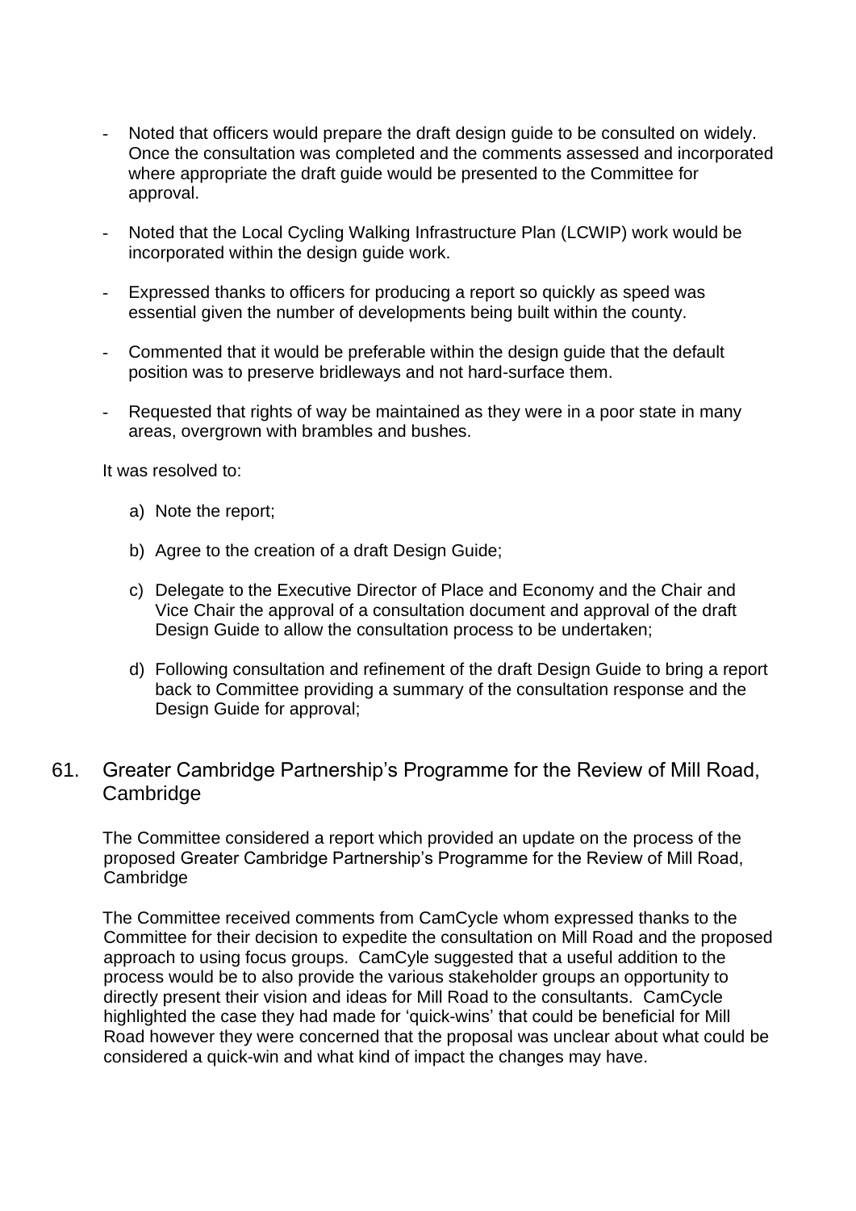- Noted that officers would prepare the draft design guide to be consulted on widely. Once the consultation was completed and the comments assessed and incorporated where appropriate the draft guide would be presented to the Committee for approval.

- Noted that the Local Cycling Walking Infrastructure Plan (LCWIP) work would be incorporated within the design guide work.

- Expressed thanks to officers for producing a report so quickly as speed was essential given the number of developments being built within the county.

- Commented that it would be preferable within the design guide that the default position was to preserve bridleways and not hard-surface them.

- Requested that rights of way be maintained as they were in a poor state in many areas, overgrown with brambles and bushes.

It was resolved to:

a) Note the report;

b) Agree to the creation of a draft Design Guide;

c) Delegate to the Executive Director of Place and Economy and the Chair and Vice Chair the approval of a consultation document and approval of the draft Design Guide to allow the consultation process to be undertaken;

d) Following consultation and refinement of the draft Design Guide to bring a report back to Committee providing a summary of the consultation response and the Design Guide for approval;

## 61. Greater Cambridge Partnership's Programme for the Review of Mill Road, Cambridge

The Committee considered a report which provided an update on the process of the proposed Greater Cambridge Partnership's Programme for the Review of Mill Road, Cambridge

The Committee received comments from CamCycle whom expressed thanks to the Committee for their decision to expedite the consultation on Mill Road and the proposed approach to using focus groups. CamCyle suggested that a useful addition to the process would be to also provide the various stakeholder groups an opportunity to directly present their vision and ideas for Mill Road to the consultants. CamCycle highlighted the case they had made for 'quick-wins' that could be beneficial for Mill Road however they were concerned that the proposal was unclear about what could be considered a quick-win and what kind of impact the changes may have.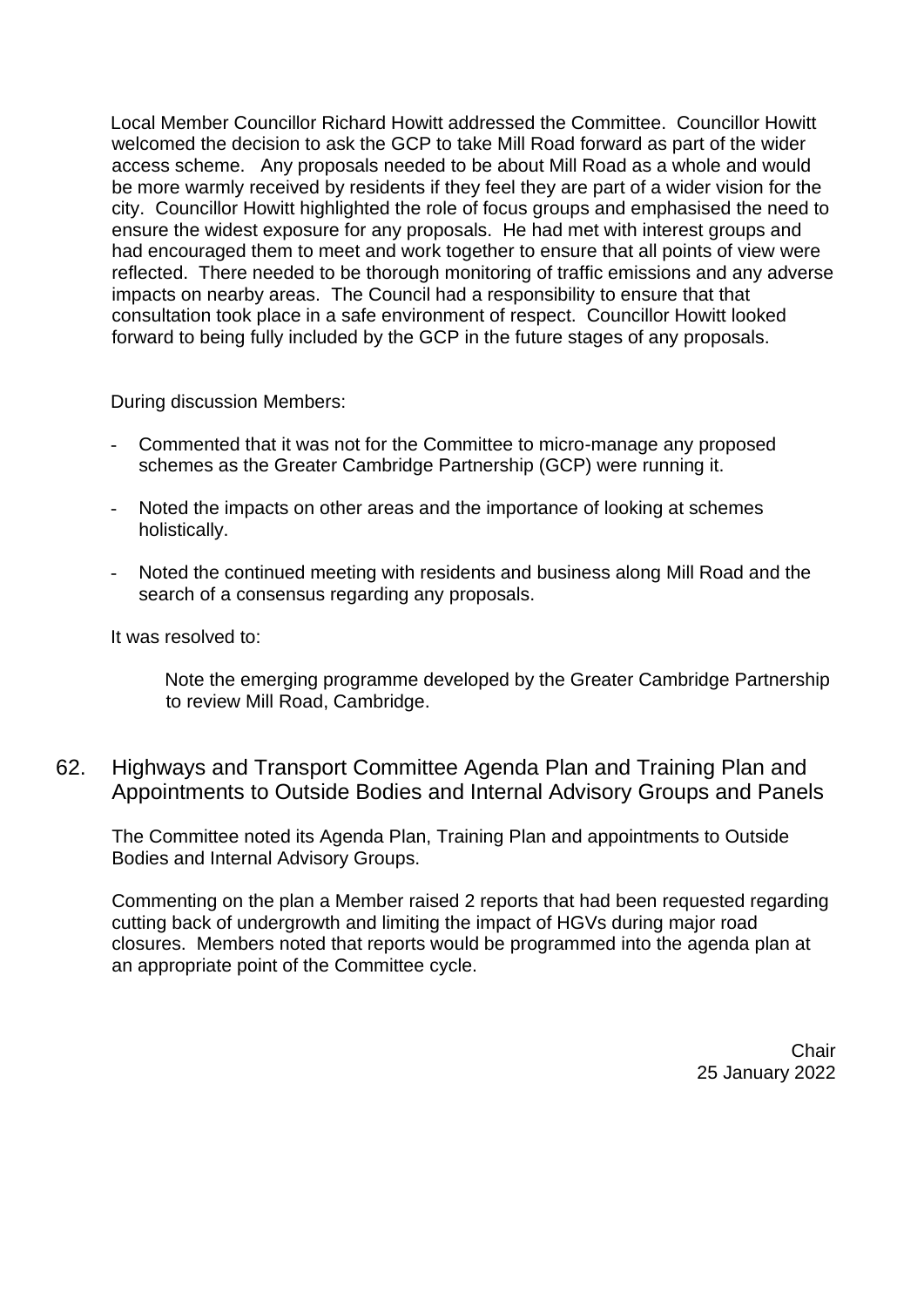Local Member Councillor Richard Howitt addressed the Committee. Councillor Howitt welcomed the decision to ask the GCP to take Mill Road forward as part of the wider access scheme. Any proposals needed to be about Mill Road as a whole and would be more warmly received by residents if they feel they are part of a wider vision for the city. Councillor Howitt highlighted the role of focus groups and emphasised the need to ensure the widest exposure for any proposals. He had met with interest groups and had encouraged them to meet and work together to ensure that all points of view were reflected. There needed to be thorough monitoring of traffic emissions and any adverse impacts on nearby areas. The Council had a responsibility to ensure that that consultation took place in a safe environment of respect. Councillor Howitt looked forward to being fully included by the GCP in the future stages of any proposals.

During discussion Members:

- Commented that it was not for the Committee to micro-manage any proposed schemes as the Greater Cambridge Partnership (GCP) were running it.
- Noted the impacts on other areas and the importance of looking at schemes holistically.
- Noted the continued meeting with residents and business along Mill Road and the search of a consensus regarding any proposals.

It was resolved to:

Note the emerging programme developed by the Greater Cambridge Partnership to review Mill Road, Cambridge.

## 62. Highways and Transport Committee Agenda Plan and Training Plan and Appointments to Outside Bodies and Internal Advisory Groups and Panels

The Committee noted its Agenda Plan, Training Plan and appointments to Outside Bodies and Internal Advisory Groups.

Commenting on the plan a Member raised 2 reports that had been requested regarding cutting back of undergrowth and limiting the impact of HGVs during major road closures. Members noted that reports would be programmed into the agenda plan at an appropriate point of the Committee cycle.

Chair
25 January 2022